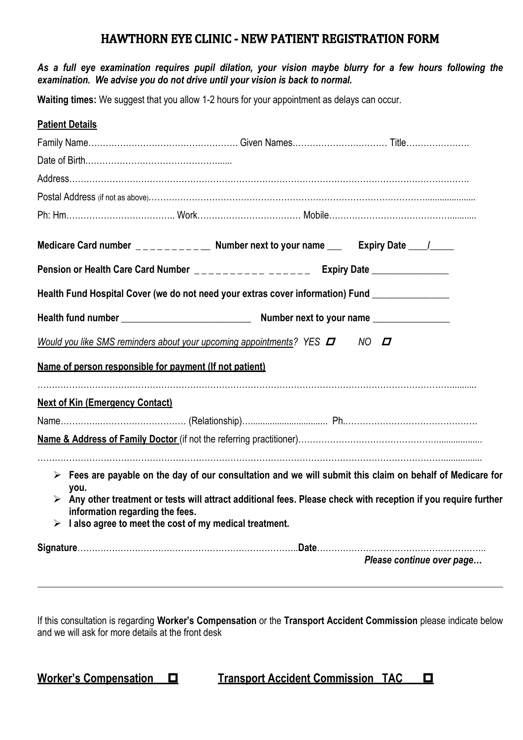# HAWTHORN EYE CLINIC - NEW PATIENT REGISTRATION FORM

***As a full eye examination requires pupil dilation, your vision maybe blurry for a few hours following the examination. We advise you do not drive until your vision is back to normal.***

**Waiting times:** We suggest that you allow 1-2 hours for your appointment as delays can occur.

## Patient Details

Family Name…………………………………………. Given Names…………………………… Title………………….

Date of Birth.…………………………………………......

Address…………………………………………………………………………………………………………………….

Postal Address (if not as above)……………………………………………………………………………………......................

Ph: Hm……………………………….. Work……………………………… Mobile………………………………………..........

**Medicare Card number _ _ _ _ _ _ _ _ _ _ _ Number next to your name ___ Expiry Date ____/_____**

**Pension or Health Care Card Number _ _ _ _ _ _ _ _ _ _ _ _ _ _ _ _ Expiry Date _______________**

**Health Fund Hospital Cover (we do not need your extras cover information) Fund _______________**

**Health fund number __________________________ Number next to your name _______________**

*Would you like SMS reminders about your upcoming appointments? YES ☐ NO ☐*

**Name of person responsible for payment (If not patient)**

………………………………………………………………………………………………………………………………..........

**Next of Kin (Emergency Contact)**

Name…………..………………………… (Relationship)…............................... Ph.……………………………………….

**Name & Address of Family Doctor** (if not the referring practitioner)………………………………………….................

………………………………………………………………………………………………………………………………................

- **Fees are payable on the day of our consultation and we will submit this claim on behalf of Medicare for you.**
- **Any other treatment or tests will attract additional fees. Please check with reception if you require further information regarding the fees.**
- **I also agree to meet the cost of my medical treatment.**

**Signature**……………………………………………………………………..**Date**…………………………………………………..

***Please continue over page…***

---

If this consultation is regarding **Worker's Compensation** or the **Transport Accident Commission** please indicate below and we will ask for more details at the front desk

**Worker's Compensation ☐** **Transport Accident Commission TAC ☐**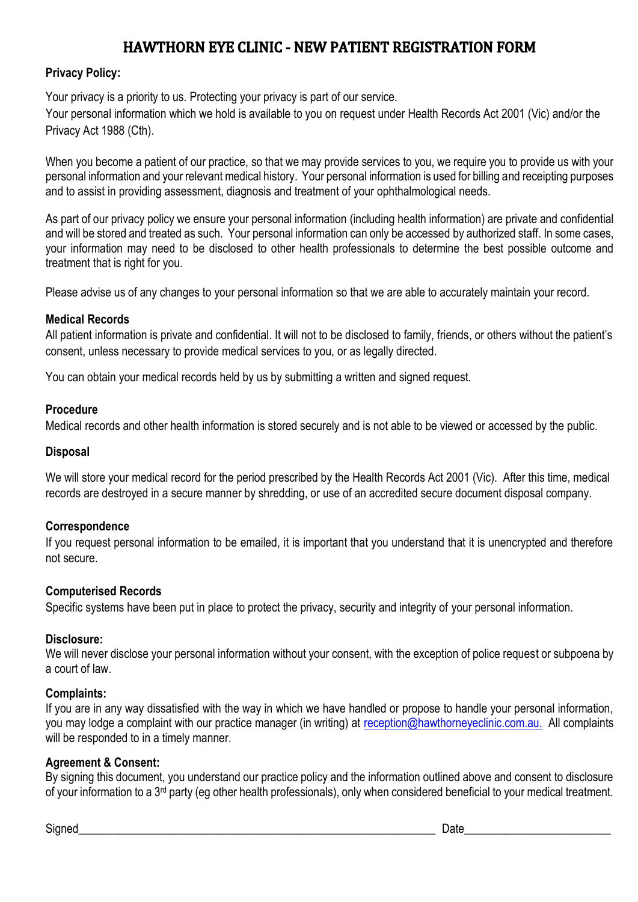# HAWTHORN EYE CLINIC - NEW PATIENT REGISTRATION FORM

**Privacy Policy:**

Your privacy is a priority to us. Protecting your privacy is part of our service.
Your personal information which we hold is available to you on request under Health Records Act 2001 (Vic) and/or the Privacy Act 1988 (Cth).

When you become a patient of our practice, so that we may provide services to you, we require you to provide us with your personal information and your relevant medical history. Your personal information is used for billing and receipting purposes and to assist in providing assessment, diagnosis and treatment of your ophthalmological needs.

As part of our privacy policy we ensure your personal information (including health information) are private and confidential and will be stored and treated as such. Your personal information can only be accessed by authorized staff. In some cases, your information may need to be disclosed to other health professionals to determine the best possible outcome and treatment that is right for you.

Please advise us of any changes to your personal information so that we are able to accurately maintain your record.

**Medical Records**

All patient information is private and confidential. It will not to be disclosed to family, friends, or others without the patient's consent, unless necessary to provide medical services to you, or as legally directed.

You can obtain your medical records held by us by submitting a written and signed request.

**Procedure**

Medical records and other health information is stored securely and is not able to be viewed or accessed by the public.

**Disposal**

We will store your medical record for the period prescribed by the Health Records Act 2001 (Vic). After this time, medical records are destroyed in a secure manner by shredding, or use of an accredited secure document disposal company.

**Correspondence**

If you request personal information to be emailed, it is important that you understand that it is unencrypted and therefore not secure.

**Computerised Records**

Specific systems have been put in place to protect the privacy, security and integrity of your personal information.

**Disclosure:**

We will never disclose your personal information without your consent, with the exception of police request or subpoena by a court of law.

**Complaints:**

If you are in any way dissatisfied with the way in which we have handled or propose to handle your personal information, you may lodge a complaint with our practice manager (in writing) at reception@hawthorneyeclinic.com.au. All complaints will be responded to in a timely manner.

**Agreement & Consent:**

By signing this document, you understand our practice policy and the information outlined above and consent to disclosure of your information to a 3rd party (eg other health professionals), only when considered beneficial to your medical treatment.

Signed_______________________________________________________________ Date_________________________